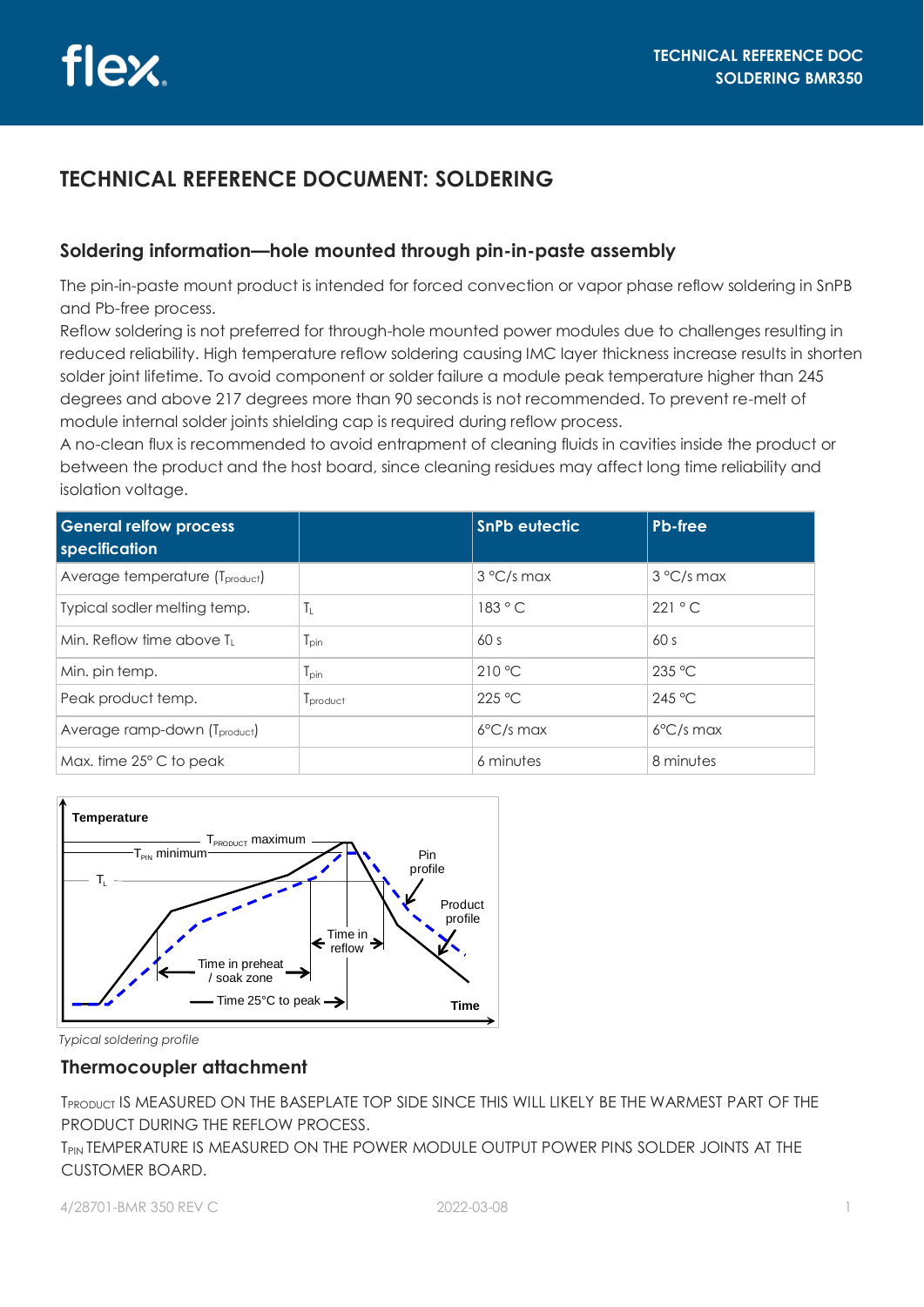# TECHNICAL REFERENCE DOCUMENT: SOLDERING

## Soldering information—hole mounted through pin-in-paste assembly

The pin-in-paste mount product is intended for forced convection or vapor phase reflow soldering in SnPB and Pb-free process.
Reflow soldering is not preferred for through-hole mounted power modules due to challenges resulting in reduced reliability. High temperature reflow soldering causing IMC layer thickness increase results in shorten solder joint lifetime. To avoid component or solder failure a module peak temperature higher than 245 degrees and above 217 degrees more than 90 seconds is not recommended. To prevent re-melt of module internal solder joints shielding cap is required during reflow process.
A no-clean flux is recommended to avoid entrapment of cleaning fluids in cavities inside the product or between the product and the host board, since cleaning residues may affect long time reliability and isolation voltage.

| General relfow process specification | | SnPb eutectic | Pb-free |
|---|---|---|---|
| Average temperature ($T_{product}$) | | 3 °C/s max | 3 °C/s max |
| Typical sodler melting temp. | $T_L$ | 183 ° C | 221 ° C |
| Min. Reflow time above $T_L$ | $T_{pin}$ | 60 s | 60 s |
| Min. pin temp. | $T_{pin}$ | 210 °C | 235 °C |
| Peak product temp. | $T_{product}$ | 225 °C | 245 °C |
| Average ramp-down ($T_{product}$) | | 6°C/s max | 6°C/s max |
| Max. time 25° C to peak | | 6 minutes | 8 minutes |

*Typical soldering profile*

## Thermocoupler attachment

$T_{PRODUCT}$ IS MEASURED ON THE BASEPLATE TOP SIDE SINCE THIS WILL LIKELY BE THE WARMEST PART OF THE PRODUCT DURING THE REFLOW PROCESS.
$T_{PIN}$ TEMPERATURE IS MEASURED ON THE POWER MODULE OUTPUT POWER PINS SOLDER JOINTS AT THE CUSTOMER BOARD.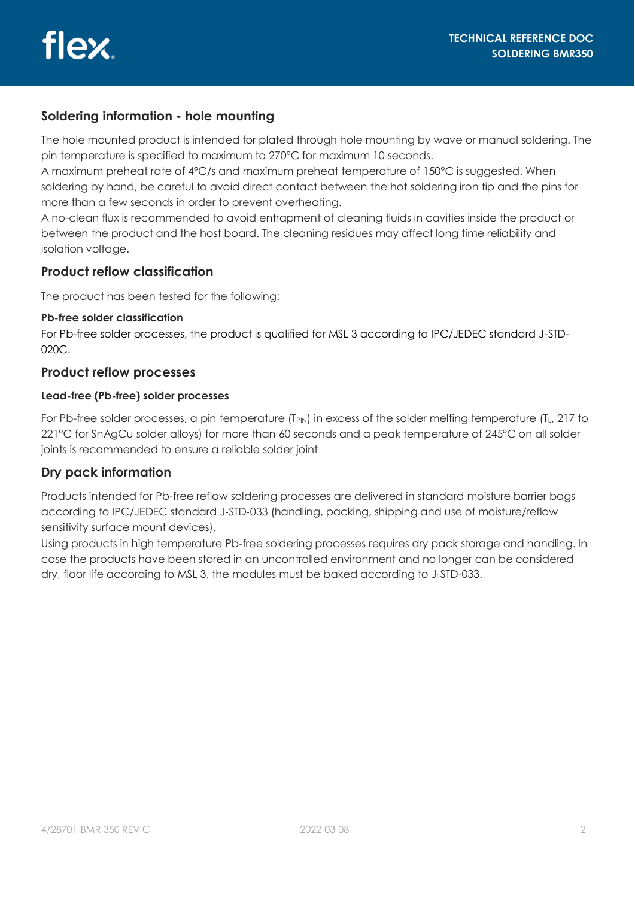## Soldering information - hole mounting

The hole mounted product is intended for plated through hole mounting by wave or manual soldering. The pin temperature is specified to maximum to 270°C for maximum 10 seconds.
A maximum preheat rate of 4°C/s and maximum preheat temperature of 150°C is suggested. When soldering by hand, be careful to avoid direct contact between the hot soldering iron tip and the pins for more than a few seconds in order to prevent overheating.
A no-clean flux is recommended to avoid entrapment of cleaning fluids in cavities inside the product or between the product and the host board. The cleaning residues may affect long time reliability and isolation voltage.

## Product reflow classification

The product has been tested for the following:

#### Pb-free solder classification

For Pb-free solder processes, the product is qualified for MSL 3 according to IPC/JEDEC standard J-STD-020C.

## Product reflow processes

#### Lead-free (Pb-free) solder processes

For Pb-free solder processes, a pin temperature ($T_{PIN}$) in excess of the solder melting temperature ($T_L$, 217 to 221°C for SnAgCu solder alloys) for more than 60 seconds and a peak temperature of 245°C on all solder joints is recommended to ensure a reliable solder joint

## Dry pack information

Products intended for Pb-free reflow soldering processes are delivered in standard moisture barrier bags according to IPC/JEDEC standard J-STD-033 (handling, packing, shipping and use of moisture/reflow sensitivity surface mount devices).
Using products in high temperature Pb-free soldering processes requires dry pack storage and handling. In case the products have been stored in an uncontrolled environment and no longer can be considered dry, floor life according to MSL 3, the modules must be baked according to J-STD-033.